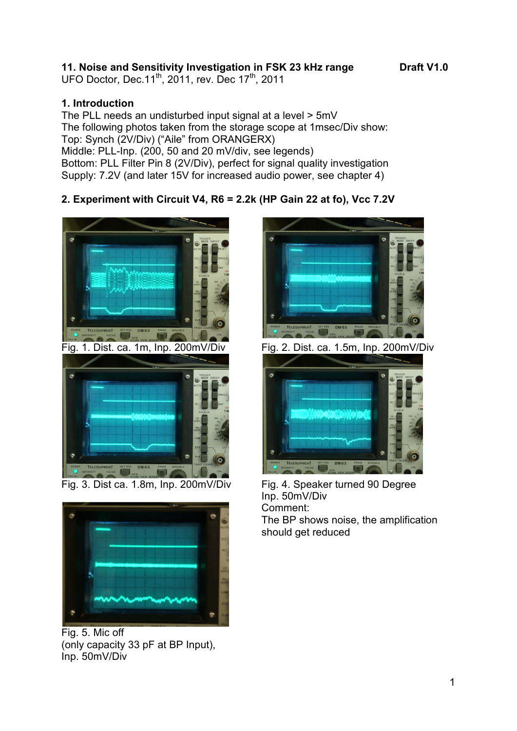**11. Noise and Sensitivity Investigation in FSK 23 kHz range** **Draft V1.0**

UFO Doctor, Dec.11[th], 2011, rev. Dec 17[th], 2011

## 1. Introduction

The PLL needs an undisturbed input signal at a level > 5mV

The following photos taken from the storage scope at 1msec/Div show:

Top: Synch (2V/Div) ("Aile" from ORANGERX)

Middle: PLL-Inp. (200, 50 and 20 mV/div, see legends)

Bottom: PLL Filter Pin 8 (2V/Div), perfect for signal quality investigation

Supply: 7.2V (and later 15V for increased audio power, see chapter 4)

## 2. Experiment with Circuit V4, R6 = 2.2k (HP Gain 22 at fo), Vcc 7.2V

Fig. 1. Dist. ca. 1m, Inp. 200mV/Div

Fig. 2. Dist. ca. 1.5m, Inp. 200mV/Div

Fig. 3. Dist ca. 1.8m, Inp. 200mV/Div

Fig. 4. Speaker turned 90 Degree
Inp. 50mV/Div
Comment:
The BP shows noise, the amplification should get reduced

Fig. 5. Mic off
(only capacity 33 pF at BP Input),
Inp. 50mV/Div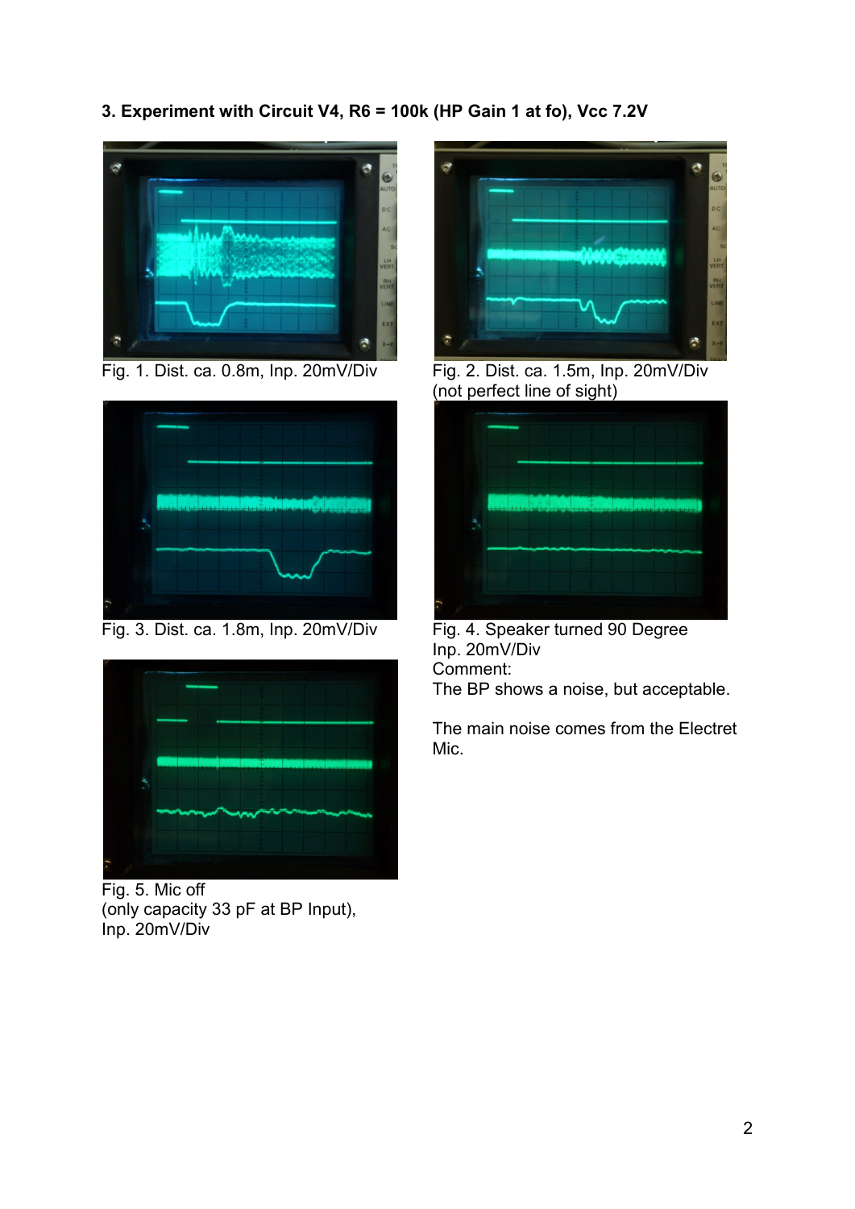### 3. Experiment with Circuit V4, R6 = 100k (HP Gain 1 at fo), Vcc 7.2V

Fig. 1. Dist. ca. 0.8m, Inp. 20mV/Div

Fig. 2. Dist. ca. 1.5m, Inp. 20mV/Div (not perfect line of sight)

Fig. 3. Dist. ca. 1.8m, Inp. 20mV/Div

Fig. 4. Speaker turned 90 Degree
Inp. 20mV/Div

Comment:
The BP shows a noise, but acceptable.

The main noise comes from the Electret Mic.

Fig. 5. Mic off
(only capacity 33 pF at BP Input),
Inp. 20mV/Div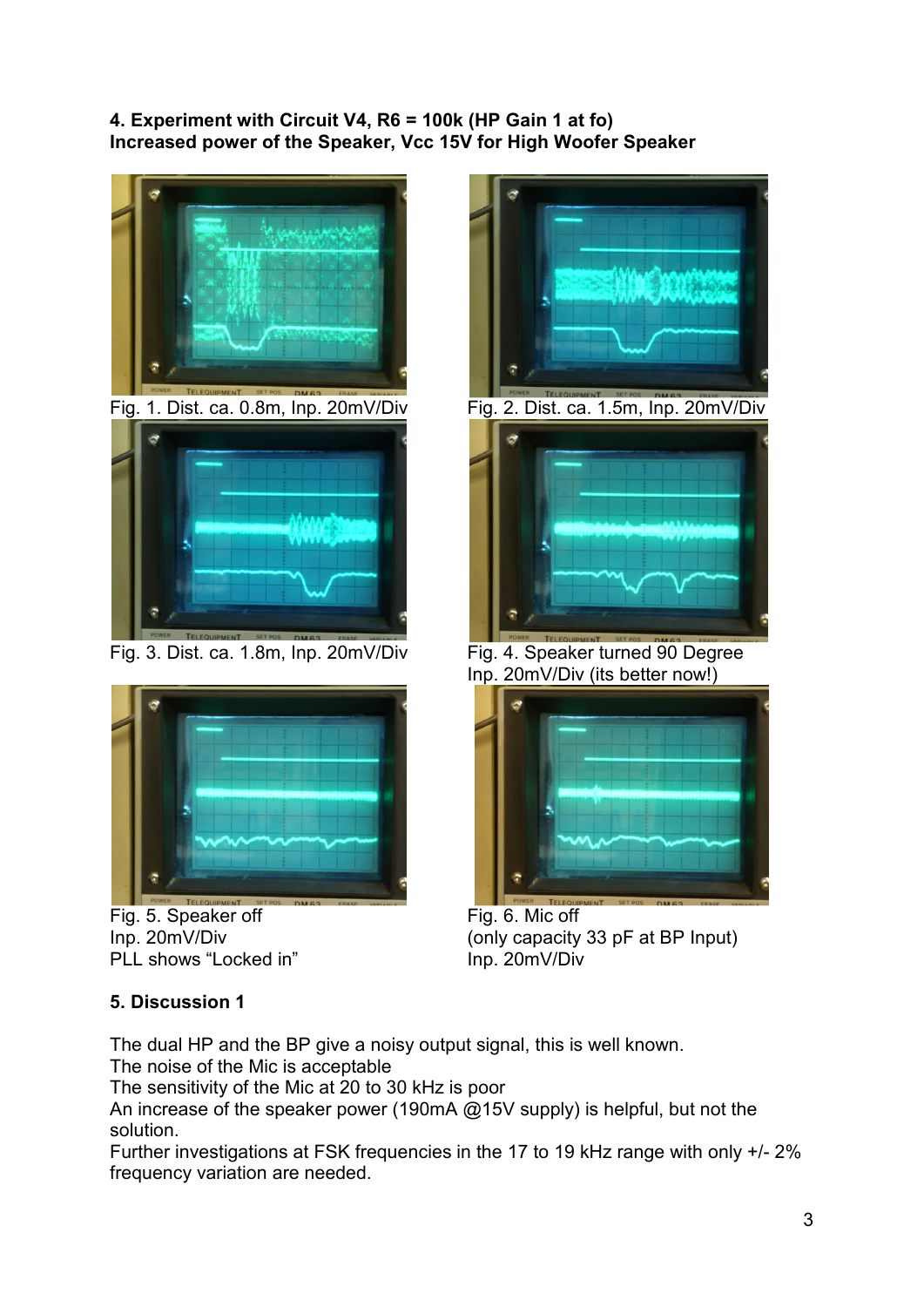**4. Experiment with Circuit V4, R6 = 100k (HP Gain 1 at fo)**
**Increased power of the Speaker, Vcc 15V for High Woofer Speaker**

Fig. 1. Dist. ca. 0.8m, Inp. 20mV/Div

Fig. 2. Dist. ca. 1.5m, Inp. 20mV/Div

Fig. 3. Dist. ca. 1.8m, Inp. 20mV/Div

Fig. 4. Speaker turned 90 Degree
Inp. 20mV/Div (its better now!)

Fig. 5. Speaker off
Inp. 20mV/Div
PLL shows "Locked in"

Fig. 6. Mic off
(only capacity 33 pF at BP Input)
Inp. 20mV/Div

**5. Discussion 1**

The dual HP and the BP give a noisy output signal, this is well known.
The noise of the Mic is acceptable
The sensitivity of the Mic at 20 to 30 kHz is poor
An increase of the speaker power (190mA @15V supply) is helpful, but not the solution.
Further investigations at FSK frequencies in the 17 to 19 kHz range with only +/- 2% frequency variation are needed.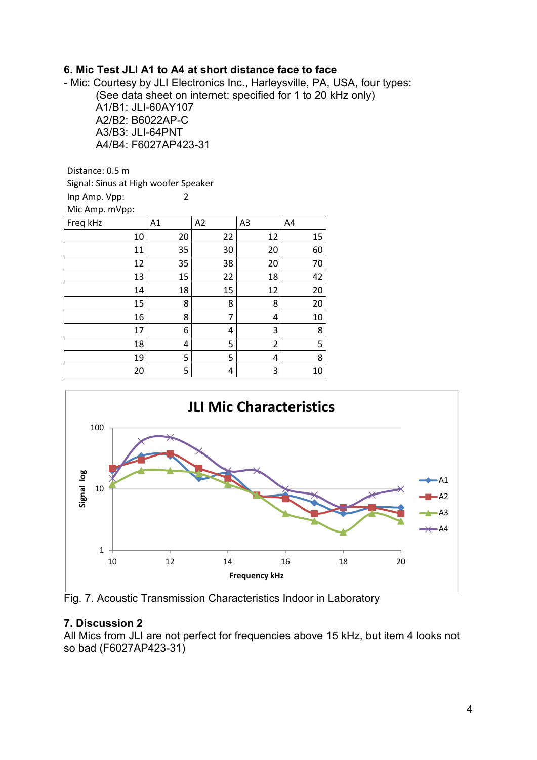### 6. Mic Test JLI A1 to A4 at short distance face to face

- Mic: Courtesy by JLI Electronics Inc., Harleysville, PA, USA, four types:
  (See data sheet on internet: specified for 1 to 20 kHz only)
  A1/B1: JLI-60AY107
  A2/B2: B6022AP-C
  A3/B3: JLI-64PNT
  A4/B4: F6027AP423-31

Distance: 0.5 m
Signal: Sinus at High woofer Speaker
Inp Amp. Vpp: 2
Mic Amp. mVpp:

| Freq kHz | A1 | A2 | A3 | A4 |
|---|---|---|---|---|
| 10 | 20 | 22 | 12 | 15 |
| 11 | 35 | 30 | 20 | 60 |
| 12 | 35 | 38 | 20 | 70 |
| 13 | 15 | 22 | 18 | 42 |
| 14 | 18 | 15 | 12 | 20 |
| 15 | 8 | 8 | 8 | 20 |
| 16 | 8 | 7 | 4 | 10 |
| 17 | 6 | 4 | 3 | 8 |
| 18 | 4 | 5 | 2 | 5 |
| 19 | 5 | 5 | 4 | 8 |
| 20 | 5 | 4 | 3 | 10 |

**JLI Mic Characteristics**

Fig. 7. Acoustic Transmission Characteristics Indoor in Laboratory

### 7. Discussion 2

All Mics from JLI are not perfect for frequencies above 15 kHz, but item 4 looks not so bad (F6027AP423-31)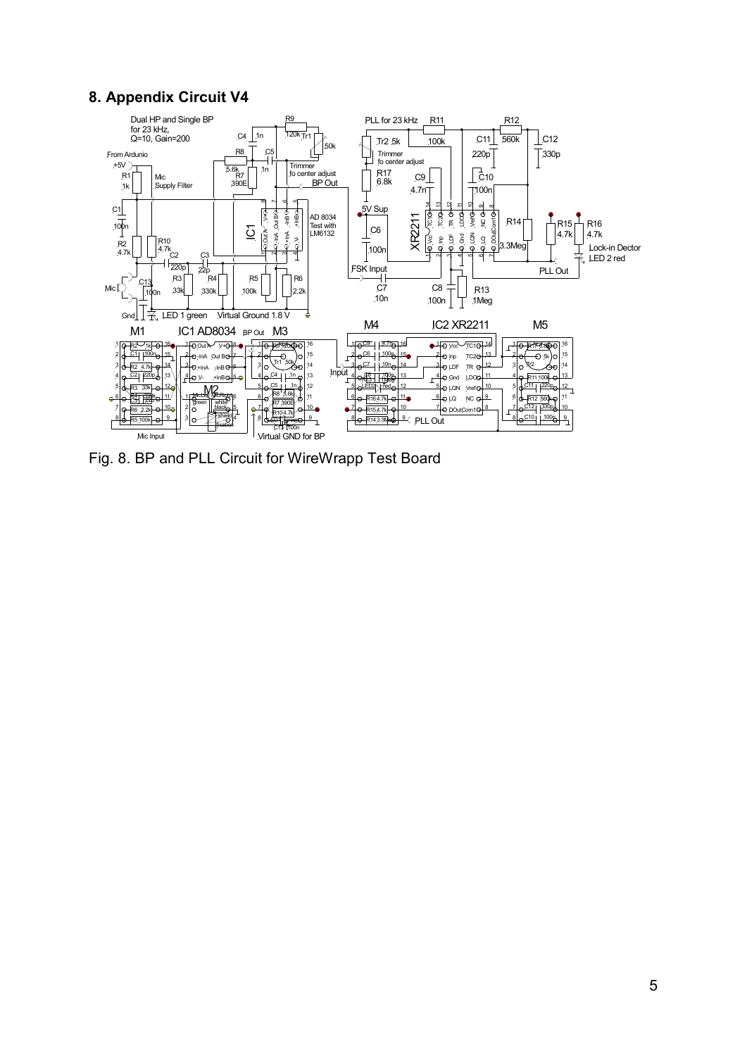## 8. Appendix Circuit V4

Dual HP and Single BP
for 23 kHz,
Q=10, Gain=200

From Ardunio
+5V
R1
1k
Mic
Supply Filter
C1
100n
R2
4.7k
R10
4.7k
C2
220p
C3
22p
R3
33k
R4
330k
Mic
C13
100n
Gnd
LED 1 green
Virtual Ground 1.8 V
C4
1n
R8
5.6k
C5
1n
R7
390E
R9
120k
Tr1
50k
Trimmer
fo center adjust
BP Out
IC1
AD 8034
Test with
LM6132
R5
100k
R6
2.2k

PLL for 23 kHz
R11
100k
R12
560k
Tr2 5k
Trimmer
fo center adjust
R17
6.8k
C9
4.7n
C11
220p
C12
330p
C10
100n
5V Sup
C6
100n
XR2211
R14
3.3Meg
R15
4.7k
R16
4.7k
Lock-in Dector
LED 2 red
FSK Input
C7
10n
C8
100n
R13
1Meg
PLL Out

M1
IC1 AD8034
BP Out
M3
M4
IC2 XR2211
M5
M2
Mic Input
Virtual GND for BP
Input
PLL Out

Fig. 8. BP and PLL Circuit for WireWrapp Test Board